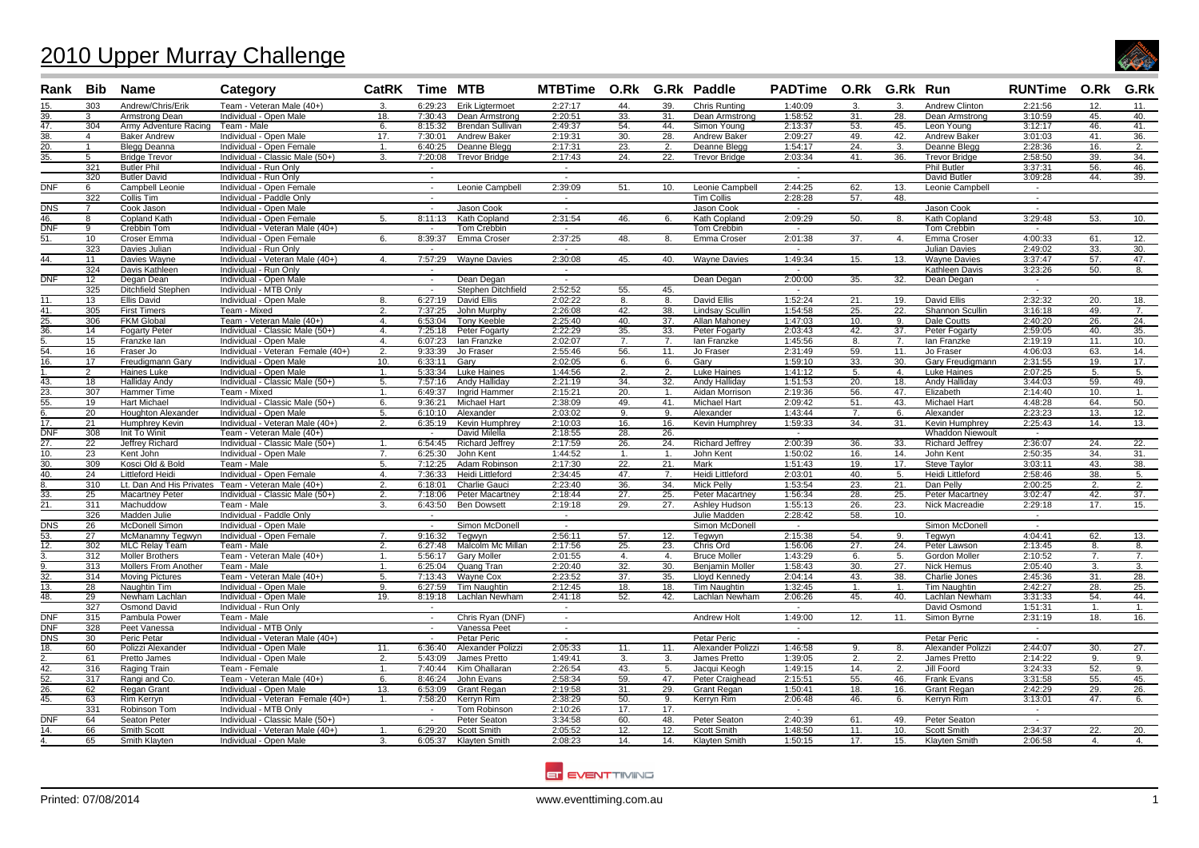# 2010 Upper Murray Challenge

| Rank | Bib | Name | Category | CatRK | Time | MTB | MTBTime | O.Rk | G.Rk | Paddle | PADTime | O.Rk | G.Rk | Run | RUNTime | O.Rk | G.Rk |
|---|---|---|---|---|---|---|---|---|---|---|---|---|---|---|---|---|---|
| 15. | 303 | Andrew/Chris/Erik | Team - Veteran Male (40+) | 3. | 6:29:23 | Erik Ligtermoet | 2:27:17 | 44. | 39. | Chris Runting | 1:40:09 | 3. | 3. | Andrew Clinton | 2:21:56 | 12. | 11. |
| 39. | 3 | Armstrong Dean | Individual - Open Male | 18. | 7:30:43 | Dean Armstrong | 2:20:51 | 33. | 31. | Dean Armstrong | 1:58:52 | 31. | 28. | Dean Armstrong | 3:10:59 | 45. | 40. |
| 47. | 304 | Army Adventure Racing | Team - Male | 6. | 8:15:32 | Brendan Sullivan | 2:49:37 | 54. | 44. | Simon Young | 2:13:37 | 53. | 45. | Leon Young | 3:12:17 | 46. | 41. |
| 38. | 4 | Baker Andrew | Individual - Open Male | 17. | 7:30:01 | Andrew Baker | 2:19:31 | 30. | 28. | Andrew Baker | 2:09:27 | 49. | 42. | Andrew Baker | 3:01:03 | 41. | 36. |
| 20. | 1 | Blegg Deanna | Individual - Open Female | 1. | 6:40:25 | Deanne Blegg | 2:17:31 | 23. | 2. | Deanne Blegg | 1:54:17 | 24. | 3. | Deanne Blegg | 2:28:36 | 16. | 2. |
| 35. | 5 | Bridge Trevor | Individual - Classic Male (50+) | 3. | 7:20:08 | Trevor Bridge | 2:17:43 | 24. | 22. | Trevor Bridge | 2:03:34 | 41. | 36. | Trevor Bridge | 2:58:50 | 39. | 34. |
|  | 321 | Butler Phil | Individual - Run Only |  | - |  | - |  |  |  | - |  |  | Phil Butler | 3:37:31 | 56. | 46. |
|  | 320 | Butler David | Individual - Run Only |  | - |  | - |  |  |  | - |  |  | David Butler | 3:09:28 | 44. | 39. |
| DNF | 6 | Campbell Leonie | Individual - Open Female |  | - | Leonie Campbell | 2:39:09 | 51. | 10. | Leonie Campbell | 2:44:25 | 62. | 13. | Leonie Campbell | - |  |  |
|  | 322 | Collis Tim | Individual - Paddle Only |  | - |  | - |  |  | Tim Collis | 2:28:28 | 57. | 48. |  | - |  |  |
| DNS | 7 | Cook Jason | Individual - Open Male |  | - | Jason Cook | - |  |  | Jason Cook | - |  |  | Jason Cook | - |  |  |
| 46. | 8 | Copland Kath | Individual - Open Female | 5. | 8:11:13 | Kath Copland | 2:31:54 | 46. | 6. | Kath Copland | 2:09:29 | 50. | 8. | Kath Copland | 3:29:48 | 53. | 10. |
| DNF | 9 | Crebbin Tom | Individual - Veteran Male (40+) |  | - | Tom Crebbin | - |  |  | Tom Crebbin | - |  |  | Tom Crebbin | - |  |  |
| 51. | 10 | Croser Emma | Individual - Open Female | 6. | 8:39:37 | Emma Croser | 2:37:25 | 48. | 8. | Emma Croser | 2:01:38 | 37. | 4. | Emma Croser | 4:00:33 | 61. | 12. |
|  | 323 | Davies Julian | Individual - Run Only |  | - |  | - |  |  |  | - |  |  | Julian Davies | 2:49:02 | 33. | 30. |
| 44. | 11 | Davies Wayne | Individual - Veteran Male (40+) | 4. | 7:57:29 | Wayne Davies | 2:30:08 | 45. | 40. | Wayne Davies | 1:49:34 | 15. | 13. | Wayne Davies | 3:37:47 | 57. | 47. |
|  | 324 | Davis Kathleen | Individual - Run Only |  | - |  | - |  |  |  | - |  |  | Kathleen Davis | 3:23:26 | 50. | 8. |
| DNF | 12 | Degan Dean | Individual - Open Male |  | - | Dean Degan | - |  |  | Dean Degan | 2:00:00 | 35. | 32. | Dean Degan | - |  |  |
|  | 325 | Ditchfield Stephen | Individual - MTB Only |  | - | Stephen Ditchfield | 2:52:52 | 55. | 45. |  | - |  |  |  | - |  |  |
| 11. | 13 | Ellis David | Individual - Open Male | 8. | 6:27:19 | David Ellis | 2:02:22 | 8. | 8. | David Ellis | 1:52:24 | 21. | 19. | David Ellis | 2:32:32 | 20. | 18. |
| 41. | 305 | First Timers | Team - Mixed | 2. | 7:37:25 | John Murphy | 2:26:08 | 42. | 38. | Lindsay Scullin | 1:54:58 | 25. | 22. | Shannon Scullin | 3:16:18 | 49. | 7. |
| 25. | 306 | FKM Global | Team - Veteran Male (40+) | 4. | 6:53:04 | Tony Keeble | 2:25:40 | 40. | 37. | Allan Mahoney | 1:47:03 | 10. | 9. | Dale Coutts | 2:40:20 | 26. | 24. |
| 36. | 14 | Fogarty Peter | Individual - Classic Male (50+) | 4. | 7:25:18 | Peter Fogarty | 2:22:29 | 35. | 33. | Peter Fogarty | 2:03:43 | 42. | 37. | Peter Fogarty | 2:59:05 | 40. | 35. |
| 5. | 15 | Franzke Ian | Individual - Open Male | 4. | 6:07:23 | Ian Franzke | 2:02:07 | 7. | 7. | Ian Franzke | 1:45:56 | 8. | 7. | Ian Franzke | 2:19:19 | 11. | 10. |
| 54. | 16 | Fraser Jo | Individual - Veteran Female (40+) | 2. | 9:33:39 | Jo Fraser | 2:55:46 | 56. | 11. | Jo Fraser | 2:31:49 | 59. | 11. | Jo Fraser | 4:06:03 | 63. | 14. |
| 16. | 17 | Freudigmann Gary | Individual - Open Male | 10. | 6:33:11 | Gary | 2:02:05 | 6. | 6. | Gary | 1:59:10 | 33. | 30. | Gary Freudigmann | 2:31:55 | 19. | 17. |
| 1. | 2 | Haines Luke | Individual - Open Male | 1. | 5:33:34 | Luke Haines | 1:44:56 | 2. | 2. | Luke Haines | 1:41:12 | 5. | 4. | Luke Haines | 2:07:25 | 5. | 5. |
| 43. | 18 | Halliday Andy | Individual - Classic Male (50+) | 5. | 7:57:16 | Andy Halliday | 2:21:19 | 34. | 32. | Andy Halliday | 1:51:53 | 20. | 18. | Andy Halliday | 3:44:03 | 59. | 49. |
| 23. | 307 | Hammer Time | Team - Mixed | 1. | 6:49:37 | Ingrid Hammer | 2:15:21 | 20. | 1. | Aidan Morrison | 2:19:36 | 56. | 47. | Elizabeth | 2:14:40 | 10. | 1. |
| 55. | 19 | Hart Michael | Individual - Classic Male (50+) | 6. | 9:36:21 | Michael Hart | 2:38:09 | 49. | 41. | Michael Hart | 2:09:42 | 51. | 43. | Michael Hart | 4:48:28 | 64. | 50. |
| 6. | 20 | Houghton Alexander | Individual - Open Male | 5. | 6:10:10 | Alexander | 2:03:02 | 9. | 9. | Alexander | 1:43:44 | 7. | 6. | Alexander | 2:23:23 | 13. | 12. |
| 17. | 21 | Humphrey Kevin | Individual - Veteran Male (40+) | 2. | 6:35:19 | Kevin Humphrey | 2:10:03 | 16. | 16. | Kevin Humphrey | 1:59:33 | 34. | 31. | Kevin Humphrey | 2:25:43 | 14. | 13. |
| DNF | 308 | Init To Winit | Team - Veteran Male (40+) |  | - | David Milella | 2:18:55 | 28. | 26. |  | - |  |  | Whaddon Niewoult | - |  |  |
| 27. | 22 | Jeffrey Richard | Individual - Classic Male (50+) | 1. | 6:54:45 | Richard Jeffrey | 2:17:59 | 26. | 24. | Richard Jeffrey | 2:00:39 | 36. | 33. | Richard Jeffrey | 2:36:07 | 24. | 22. |
| 10. | 23 | Kent John | Individual - Open Male | 7. | 6:25:30 | John Kent | 1:44:52 | 1. | 1. | John Kent | 1:50:02 | 16. | 14. | John Kent | 2:50:35 | 34. | 31. |
| 30. | 309 | Kosci Old & Bold | Team - Male | 5. | 7:12:25 | Adam Robinson | 2:17:30 | 22. | 21. | Mark | 1:51:43 | 19. | 17. | Steve Taylor | 3:03:11 | 43. | 38. |
| 40. | 24 | Littleford Heidi | Individual - Open Female | 4. | 7:36:33 | Heidi Littleford | 2:34:45 | 47. | 7. | Heidi Littleford | 2:03:01 | 40. | 5. | Heidi Littleford | 2:58:46 | 38. | 5. |
| 8. | 310 | Lt. Dan And His Privates | Team - Veteran Male (40+) | 2. | 6:18:01 | Charlie Gauci | 2:23:40 | 36. | 34. | Mick Pelly | 1:53:54 | 23. | 21. | Dan Pelly | 2:00:25 | 2. | 2. |
| 33. | 25 | Macartney Peter | Individual - Classic Male (50+) | 2. | 7:18:06 | Peter Macartney | 2:18:44 | 27. | 25. | Peter Macartney | 1:56:34 | 28. | 25. | Peter Macartney | 3:02:47 | 42. | 37. |
| 21. | 311 | Machuddow | Team - Male | 3. | 6:43:50 | Ben Dowsett | 2:19:18 | 29. | 27. | Ashley Hudson | 1:55:13 | 26. | 23. | Nick Macreadie | 2:29:18 | 17. | 15. |
|  | 326 | Madden Julie | Individual - Paddle Only |  | - |  | - |  |  | Julie Madden | 2:28:42 | 58. | 10. |  | - |  |  |
| DNS | 26 | McDonell Simon | Individual - Open Male |  | - | Simon McDonell | - |  |  | Simon McDonell | - |  |  | Simon McDonell | - |  |  |
| 53. | 27 | McManamny Tegwyn | Individual - Open Female | 7. | 9:16:32 | Tegwyn | 2:56:11 | 57. | 12. | Tegwyn | 2:15:38 | 54. | 9. | Tegwyn | 4:04:41 | 62. | 13. |
| 12. | 302 | MLC Relay Team | Team - Male | 2. | 6:27:48 | Malcolm Mc Millan | 2:17:56 | 25. | 23. | Chris Ord | 1:56:06 | 27. | 24. | Peter Lawson | 2:13:45 | 8. | 8. |
| 3. | 312 | Moller Brothers | Team - Veteran Male (40+) | 1. | 5:56:17 | Gary Moller | 2:01:55 | 4. | 4. | Bruce Moller | 1:43:29 | 6. | 5. | Gordon Moller | 2:10:52 | 7. | 7. |
| 9. | 313 | Mollers From Another | Team - Male | 1. | 6:25:04 | Quang Tran | 2:20:40 | 32. | 30. | Benjamin Moller | 1:58:43 | 30. | 27. | Nick Hemus | 2:05:40 | 3. | 3. |
| 32. | 314 | Moving Pictures | Team - Veteran Male (40+) | 5. | 7:13:43 | Wayne Cox | 2:23:52 | 37. | 35. | Lloyd Kennedy | 2:04:14 | 43. | 38. | Charlie Jones | 2:45:36 | 31. | 28. |
| 13. | 28 | Naughtin Tim | Individual - Open Male | 9. | 6:27:59 | Tim Naughtin | 2:12:45 | 18. | 18. | Tim Naughtin | 1:32:45 | 1. | 1. | Tim Naughtin | 2:42:27 | 28. | 25. |
| 48. | 29 | Newham Lachlan | Individual - Open Male | 19. | 8:19:18 | Lachlan Newham | 2:41:18 | 52. | 42. | Lachlan Newham | 2:06:26 | 45. | 40. | Lachlan Newham | 3:31:33 | 54. | 44. |
|  | 327 | Osmond David | Individual - Run Only |  | - |  | - |  |  |  | - |  |  | David Osmond | 1:51:31 | 1. | 1. |
| DNF | 315 | Pambula Power | Team - Male |  | - | Chris Ryan (DNF) | - |  |  | Andrew Holt | 1:49:00 | 12. | 11. | Simon Byrne | 2:31:19 | 18. | 16. |
| DNF | 328 | Peet Vanessa | Individual - MTB Only |  | - | Vanessa Peet | - |  |  |  | - |  |  |  | - |  |  |
| DNS | 30 | Peric Petar | Individual - Veteran Male (40+) |  | - | Petar Peric | - |  |  | Petar Peric | - |  |  | Petar Peric | - |  |  |
| 18. | 60 | Polizzi Alexander | Individual - Open Male | 11. | 6:36:40 | Alexander Polizzi | 2:05:33 | 11. | 11. | Alexander Polizzi | 1:46:58 | 9. | 8. | Alexander Polizzi | 2:44:07 | 30. | 27. |
| 2. | 61 | Pretto James | Individual - Open Male | 2. | 5:43:09 | James Pretto | 1:49:41 | 3. | 3. | James Pretto | 1:39:05 | 2. | 2. | James Pretto | 2:14:22 | 9. | 9. |
| 42. | 316 | Raging Train | Team - Female | 1. | 7:40:44 | Kim Ohallaran | 2:26:54 | 43. | 5. | Jacqui Keogh | 1:49:15 | 14. | 2. | Jill Foord | 3:24:33 | 52. | 9. |
| 52. | 317 | Rangi and Co. | Team - Veteran Male (40+) | 6. | 8:46:24 | John Evans | 2:58:34 | 59. | 47. | Peter Craighead | 2:15:51 | 55. | 46. | Frank Evans | 3:31:58 | 55. | 45. |
| 26. | 62 | Regan Grant | Individual - Open Male | 13. | 6:53:09 | Grant Regan | 2:19:58 | 31. | 29. | Grant Regan | 1:50:41 | 18. | 16. | Grant Regan | 2:42:29 | 29. | 26. |
| 45. | 63 | Rim Kerryn | Individual - Veteran Female (40+) | 1. | 7:58:20 | Kerryn Rim | 2:38:29 | 50. | 9. | Kerryn Rim | 2:06:48 | 46. | 6. | Kerryn Rim | 3:13:01 | 47. | 6. |
|  | 331 | Robinson Tom | Individual - MTB Only |  | - | Tom Robinson | 2:10:26 | 17. | 17. |  | - |  |  |  | - |  |  |
| DNF | 64 | Seaton Peter | Individual - Classic Male (50+) |  | - | Peter Seaton | 3:34:58 | 60. | 48. | Peter Seaton | 2:40:39 | 61. | 49. | Peter Seaton | - |  |  |
| 14. | 66 | Smith Scott | Individual - Veteran Male (40+) | 1. | 6:29:20 | Scott Smith | 2:05:52 | 12. | 12. | Scott Smith | 1:48:50 | 11. | 10. | Scott Smith | 2:34:37 | 22. | 20. |
| 4. | 65 | Smith Klayten | Individual - Open Male | 3. | 6:05:37 | Klayten Smith | 2:08:23 | 14. | 14. | Klayten Smith | 1:50:15 | 17. | 15. | Klayten Smith | 2:06:58 | 4. | 4. |

Printed: 07/08/2014 www.eventtiming.com.au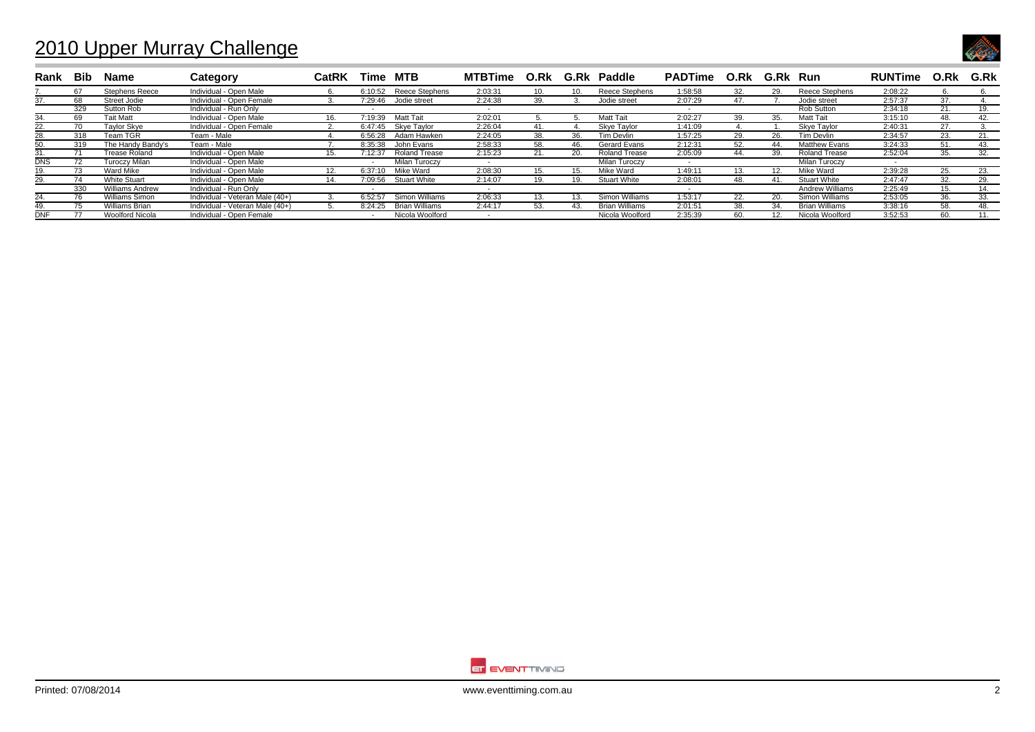# 2010 Upper Murray Challenge

| Rank | Bib | Name | Category | CatRK | Time | MTB | MTBTime | O.Rk | G.Rk | Paddle | PADTime | O.Rk | G.Rk | Run | RUNTime | O.Rk | G.Rk |
|---|---|---|---|---|---|---|---|---|---|---|---|---|---|---|---|---|---|
| 7. | 67 | Stephens Reece | Individual - Open Male | 6. | 6:10:52 | Reece Stephens | 2:03:31 | 10. | 10. | Reece Stephens | 1:58:58 | 32. | 29. | Reece Stephens | 2:08:22 | 6. | 6. |
| 37. | 68 | Street Jodie | Individual - Open Female | 3. | 7:29:46 | Jodie street | 2:24:38 | 39. | 3. | Jodie street | 2:07:29 | 47. | 7. | Jodie street | 2:57:37 | 37. | 4. |
| | 329 | Sutton Rob | Individual - Run Only | | - | | - | | | | - | | | Rob Sutton | 2:34:18 | 21. | 19. |
| 34. | 69 | Tait Matt | Individual - Open Male | 16. | 7:19:39 | Matt Tait | 2:02:01 | 5. | 5. | Matt Tait | 2:02:27 | 39. | 35. | Matt Tait | 3:15:10 | 48. | 42. |
| 22. | 70 | Taylor Skye | Individual - Open Female | 2. | 6:47:45 | Skye Taylor | 2:26:04 | 41. | 4. | Skye Taylor | 1:41:09 | 4. | 1. | Skye Taylor | 2:40:31 | 27. | 3. |
| 28. | 318 | Team TGR | Team - Male | 4. | 6:56:28 | Adam Hawken | 2:24:05 | 38. | 36. | Tim Devlin | 1:57:25 | 29. | 26. | Tim Devlin | 2:34:57 | 23. | 21. |
| 50. | 319 | The Handy Bandy's | Team - Male | 7. | 8:35:38 | John Evans | 2:58:33 | 58. | 46. | Gerard Evans | 2:12:31 | 52. | 44. | Matthew Evans | 3:24:33 | 51. | 43. |
| 31. | 71 | Trease Roland | Individual - Open Male | 15. | 7:12:37 | Roland Trease | 2:15:23 | 21. | 20. | Roland Trease | 2:05:09 | 44. | 39. | Roland Trease | 2:52:04 | 35. | 32. |
| DNS | 72 | Turoczy Milan | Individual - Open Male | | - | Milan Turoczy | - | | | Milan Turoczy | - | | | Milan Turoczy | - | | |
| 19. | 73 | Ward Mike | Individual - Open Male | 12. | 6:37:10 | Mike Ward | 2:08:30 | 15. | 15. | Mike Ward | 1:49:11 | 13. | 12. | Mike Ward | 2:39:28 | 25. | 23. |
| 29. | 74 | White Stuart | Individual - Open Male | 14. | 7:09:56 | Stuart White | 2:14:07 | 19. | 19. | Stuart White | 2:08:01 | 48. | 41. | Stuart White | 2:47:47 | 32. | 29. |
| | 330 | Williams Andrew | Individual - Run Only | | - | | - | | | | - | | | Andrew Williams | 2:25:49 | 15. | 14. |
| 24. | 76 | Williams Simon | Individual - Veteran Male (40+) | 3. | 6:52:57 | Simon Williams | 2:06:33 | 13. | 13. | Simon Williams | 1:53:17 | 22. | 20. | Simon Williams | 2:53:05 | 36. | 33. |
| 49. | 75 | Williams Brian | Individual - Veteran Male (40+) | 5. | 8:24:25 | Brian Williams | 2:44:17 | 53. | 43. | Brian Williams | 2:01:51 | 38. | 34. | Brian Williams | 3:38:16 | 58. | 48. |
| DNF | 77 | Woolford Nicola | Individual - Open Female | | - | Nicola Woolford | - | | | Nicola Woolford | 2:35:39 | 60. | 12. | Nicola Woolford | 3:52:53 | 60. | 11. |

Printed: 07/08/2014

www.eventtiming.com.au